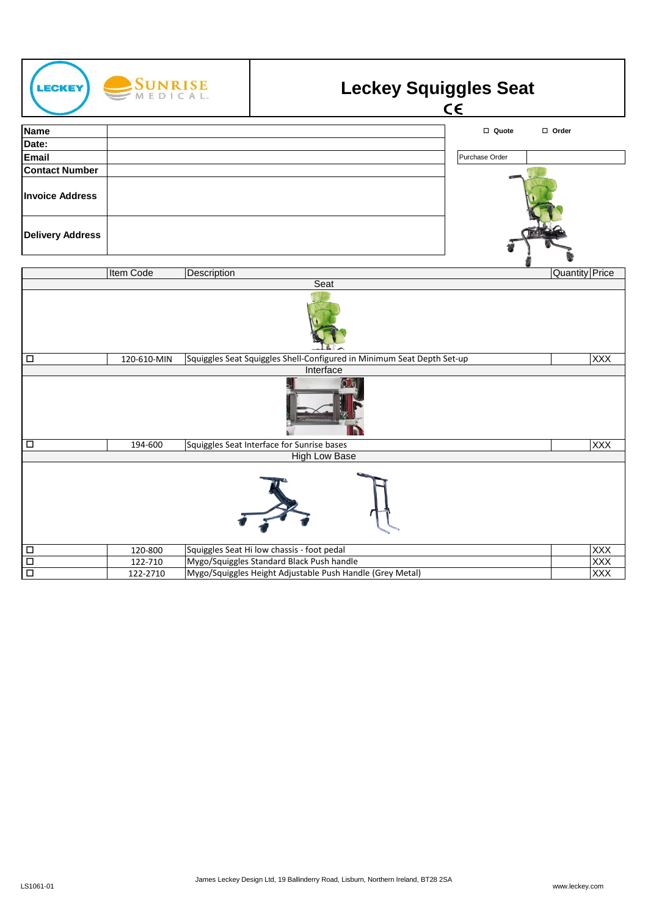# Leckey Squiggles Seat

CE

| | |
|---|---|
| **Name** | |
| **Date:** | |
| **Email** | |
| **Contact Number** | |
| **Invoice Address** | |
| **Delivery Address** | |

☐ **Quote** ☐ **Order**

| Purchase Order | |
|---|---|

| | Item Code | Description | Quantity | Price |
|---|---|---|---|---|
| | | **Seat** | | |
| ☐ | 120-610-MIN | Squiggles Seat Squiggles Shell-Configured in Minimum Seat Depth Set-up | | XXX |
| | | **Interface** | | |
| ☐ | 194-600 | Squiggles Seat Interface for Sunrise bases | | XXX |
| | | **High Low Base** | | |
| ☐ | 120-800 | Squiggles Seat Hi low chassis - foot pedal | | XXX |
| ☐ | 122-710 | Mygo/Squiggles Standard Black Push handle | | XXX |
| ☐ | 122-2710 | Mygo/Squiggles Height Adjustable Push Handle (Grey Metal) | | XXX |

LS1061-01

James Leckey Design Ltd, 19 Ballinderry Road, Lisburn, Northern Ireland, BT28 2SA

www.leckey.com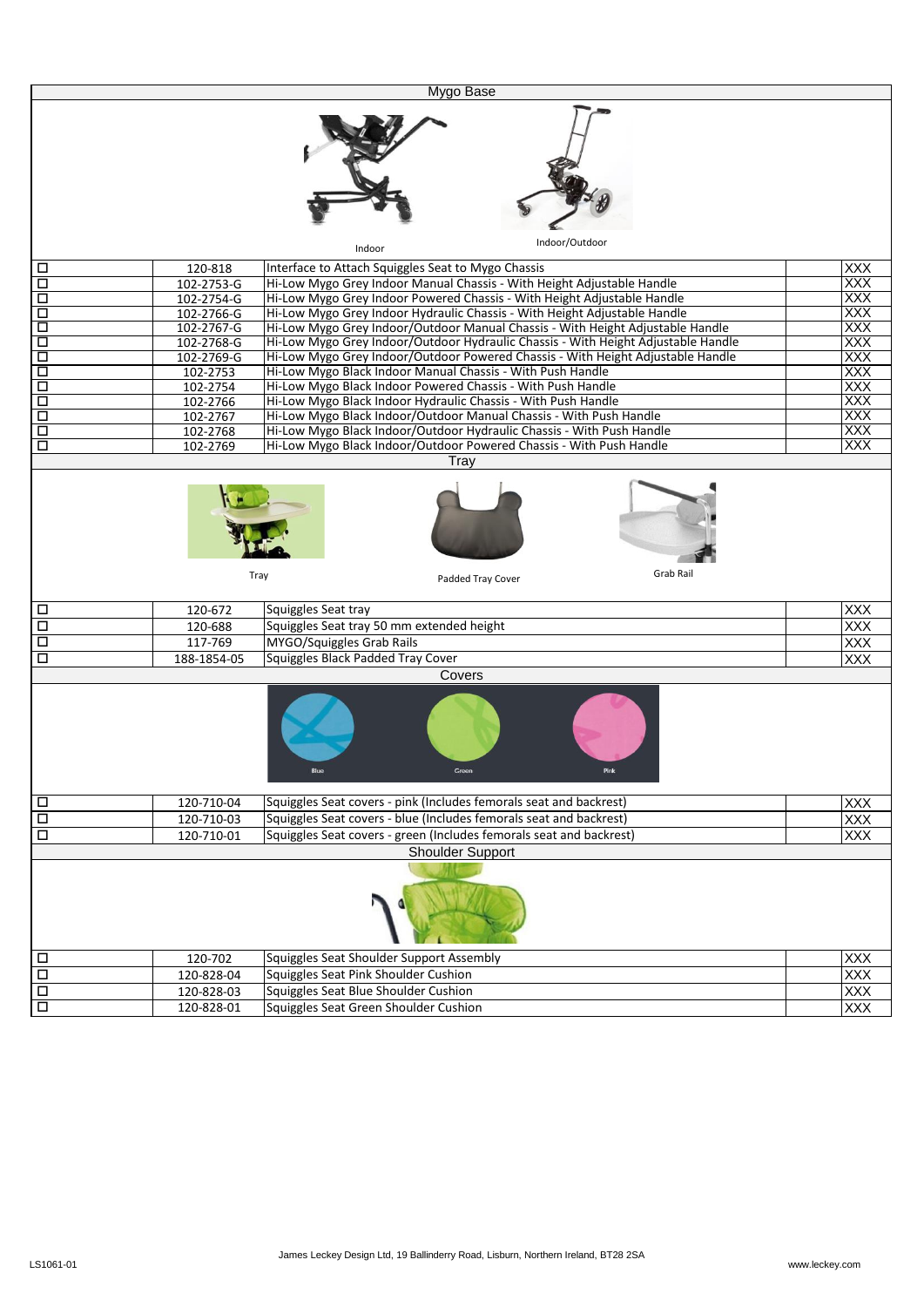## Mygo Base

Indoor | Indoor/Outdoor

| | Part No. | Description | | |
|---|---|---|---|---|
| ☐ | 120-818 | Interface to Attach Squiggles Seat to Mygo Chassis | | XXX |
| ☐ | 102-2753-G | Hi-Low Mygo Grey Indoor Manual Chassis - With Height Adjustable Handle | | XXX |
| ☐ | 102-2754-G | Hi-Low Mygo Grey Indoor Powered Chassis - With Height Adjustable Handle | | XXX |
| ☐ | 102-2766-G | Hi-Low Mygo Grey Indoor Hydraulic Chassis - With Height Adjustable Handle | | XXX |
| ☐ | 102-2767-G | Hi-Low Mygo Grey Indoor/Outdoor Manual Chassis - With Height Adjustable Handle | | XXX |
| ☐ | 102-2768-G | Hi-Low Mygo Grey Indoor/Outdoor Hydraulic Chassis - With Height Adjustable Handle | | XXX |
| ☐ | 102-2769-G | Hi-Low Mygo Grey Indoor/Outdoor Powered Chassis - With Height Adjustable Handle | | XXX |
| ☐ | 102-2753 | Hi-Low Mygo Black Indoor Manual Chassis - With Push Handle | | XXX |
| ☐ | 102-2754 | Hi-Low Mygo Black Indoor Powered Chassis - With Push Handle | | XXX |
| ☐ | 102-2766 | Hi-Low Mygo Black Indoor Hydraulic Chassis - With Push Handle | | XXX |
| ☐ | 102-2767 | Hi-Low Mygo Black Indoor/Outdoor Manual Chassis - With Push Handle | | XXX |
| ☐ | 102-2768 | Hi-Low Mygo Black Indoor/Outdoor Hydraulic Chassis - With Push Handle | | XXX |
| ☐ | 102-2769 | Hi-Low Mygo Black Indoor/Outdoor Powered Chassis - With Push Handle | | XXX |

## Tray

Tray | Padded Tray Cover | Grab Rail

| | Part No. | Description | | |
|---|---|---|---|---|
| ☐ | 120-672 | Squiggles Seat tray | | XXX |
| ☐ | 120-688 | Squiggles Seat tray 50 mm extended height | | XXX |
| ☐ | 117-769 | MYGO/Squiggles Grab Rails | | XXX |
| ☐ | 188-1854-05 | Squiggles Black Padded Tray Cover | | XXX |

## Covers

Blue | Green | Pink

| | Part No. | Description | | |
|---|---|---|---|---|
| ☐ | 120-710-04 | Squiggles Seat covers - pink (Includes femorals seat and backrest) | | XXX |
| ☐ | 120-710-03 | Squiggles Seat covers - blue (Includes femorals seat and backrest) | | XXX |
| ☐ | 120-710-01 | Squiggles Seat covers - green (Includes femorals seat and backrest) | | XXX |

## Shoulder Support

| | Part No. | Description | | |
|---|---|---|---|---|
| ☐ | 120-702 | Squiggles Seat Shoulder Support Assembly | | XXX |
| ☐ | 120-828-04 | Squiggles Seat Pink Shoulder Cushion | | XXX |
| ☐ | 120-828-03 | Squiggles Seat Blue Shoulder Cushion | | XXX |
| ☐ | 120-828-01 | Squiggles Seat Green Shoulder Cushion | | XXX |

LS1061-01

James Leckey Design Ltd, 19 Ballinderry Road, Lisburn, Northern Ireland, BT28 2SA

www.leckey.com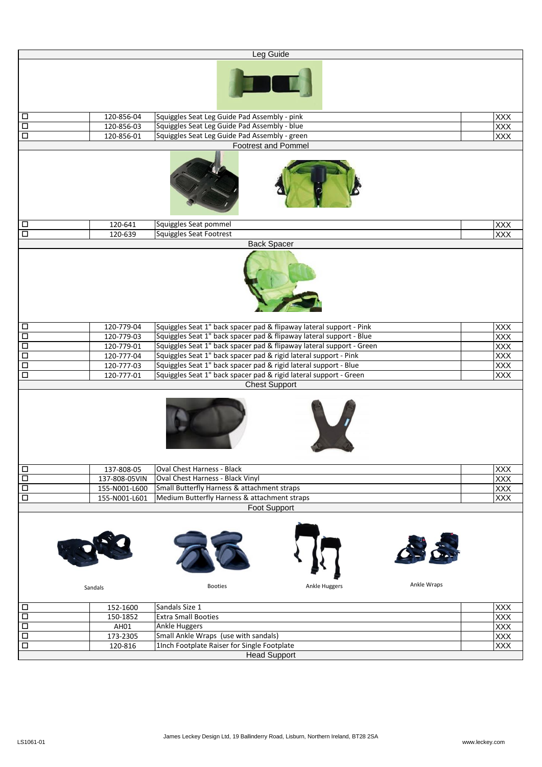| | | Leg Guide | | |
|---|---|---|---|---|
| ☐ | 120-856-04 | Squiggles Seat Leg Guide Pad Assembly - pink | | XXX |
| ☐ | 120-856-03 | Squiggles Seat Leg Guide Pad Assembly - blue | | XXX |
| ☐ | 120-856-01 | Squiggles Seat Leg Guide Pad Assembly - green | | XXX |
| | | **Footrest and Pommel** | | |
| ☐ | 120-641 | Squiggles Seat pommel | | XXX |
| ☐ | 120-639 | Squiggles Seat Footrest | | XXX |
| | | **Back Spacer** | | |
| ☐ | 120-779-04 | Squiggles Seat 1" back spacer pad & flipaway lateral support - Pink | | XXX |
| ☐ | 120-779-03 | Squiggles Seat 1" back spacer pad & flipaway lateral support - Blue | | XXX |
| ☐ | 120-779-01 | Squiggles Seat 1" back spacer pad & flipaway lateral support - Green | | XXX |
| ☐ | 120-777-04 | Squiggles Seat 1" back spacer pad & rigid lateral support - Pink | | XXX |
| ☐ | 120-777-03 | Squiggles Seat 1" back spacer pad & rigid lateral support - Blue | | XXX |
| ☐ | 120-777-01 | Squiggles Seat 1" back spacer pad & rigid lateral support - Green | | XXX |
| | | **Chest Support** | | |
| ☐ | 137-808-05 | Oval Chest Harness - Black | | XXX |
| ☐ | 137-808-05VIN | Oval Chest Harness - Black Vinyl | | XXX |
| ☐ | 155-N001-L600 | Small Butterfly Harness & attachment straps | | XXX |
| ☐ | 155-N001-L601 | Medium Butterfly Harness & attachment straps | | XXX |
| | | **Foot Support** | | |
| | Sandals | Booties | Ankle Huggers | Ankle Wraps |
| ☐ | 152-1600 | Sandals Size 1 | | XXX |
| ☐ | 150-1852 | Extra Small Booties | | XXX |
| ☐ | AH01 | Ankle Huggers | | XXX |
| ☐ | 173-2305 | Small Ankle Wraps (use with sandals) | | XXX |
| ☐ | 120-816 | 1Inch Footplate Raiser for Single Footplate | | XXX |
| | | **Head Support** | | |

LS1061-01

James Leckey Design Ltd, 19 Ballinderry Road, Lisburn, Northern Ireland, BT28 2SA

www.leckey.com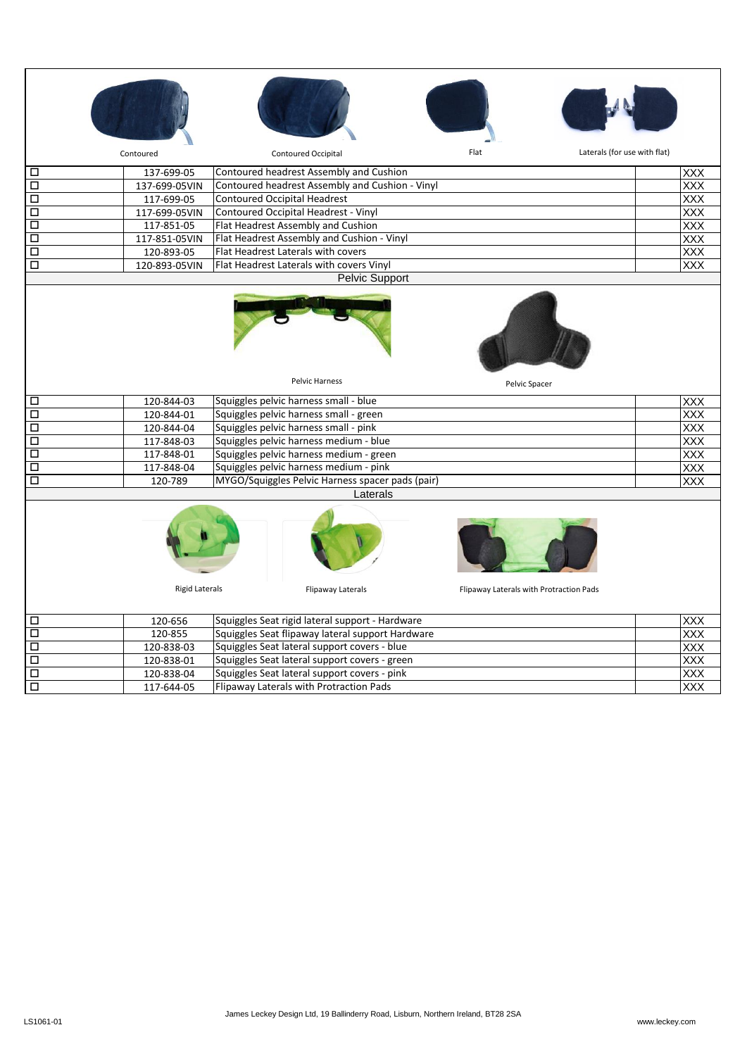Contoured | Contoured Occipital | Flat | Laterals (for use with flat)

| | Part No. | Description | | |
|---|---|---|---|---|
| ☐ | 137-699-05 | Contoured headrest Assembly and Cushion | | XXX |
| ☐ | 137-699-05VIN | Contoured headrest Assembly and Cushion - Vinyl | | XXX |
| ☐ | 117-699-05 | Contoured Occipital Headrest | | XXX |
| ☐ | 117-699-05VIN | Contoured Occipital Headrest - Vinyl | | XXX |
| ☐ | 117-851-05 | Flat Headrest Assembly and Cushion | | XXX |
| ☐ | 117-851-05VIN | Flat Headrest Assembly and Cushion - Vinyl | | XXX |
| ☐ | 120-893-05 | Flat Headrest Laterals with covers | | XXX |
| ☐ | 120-893-05VIN | Flat Headrest Laterals with covers Vinyl | | XXX |

## Pelvic Support

Pelvic Harness | Pelvic Spacer

| | Part No. | Description | | |
|---|---|---|---|---|
| ☐ | 120-844-03 | Squiggles pelvic harness small - blue | | XXX |
| ☐ | 120-844-01 | Squiggles pelvic harness small - green | | XXX |
| ☐ | 120-844-04 | Squiggles pelvic harness small - pink | | XXX |
| ☐ | 117-848-03 | Squiggles pelvic harness medium - blue | | XXX |
| ☐ | 117-848-01 | Squiggles pelvic harness medium - green | | XXX |
| ☐ | 117-848-04 | Squiggles pelvic harness medium - pink | | XXX |
| ☐ | 120-789 | MYGO/Squiggles Pelvic Harness spacer pads (pair) | | XXX |

## Laterals

Rigid Laterals | Flipaway Laterals | Flipaway Laterals with Protraction Pads

| | Part No. | Description | | |
|---|---|---|---|---|
| ☐ | 120-656 | Squiggles Seat rigid lateral support - Hardware | | XXX |
| ☐ | 120-855 | Squiggles Seat flipaway lateral support Hardware | | XXX |
| ☐ | 120-838-03 | Squiggles Seat lateral support covers - blue | | XXX |
| ☐ | 120-838-01 | Squiggles Seat lateral support covers - green | | XXX |
| ☐ | 120-838-04 | Squiggles Seat lateral support covers - pink | | XXX |
| ☐ | 117-644-05 | Flipaway Laterals with Protraction Pads | | XXX |

LS1061-01

James Leckey Design Ltd, 19 Ballinderry Road, Lisburn, Northern Ireland, BT28 2SA

www.leckey.com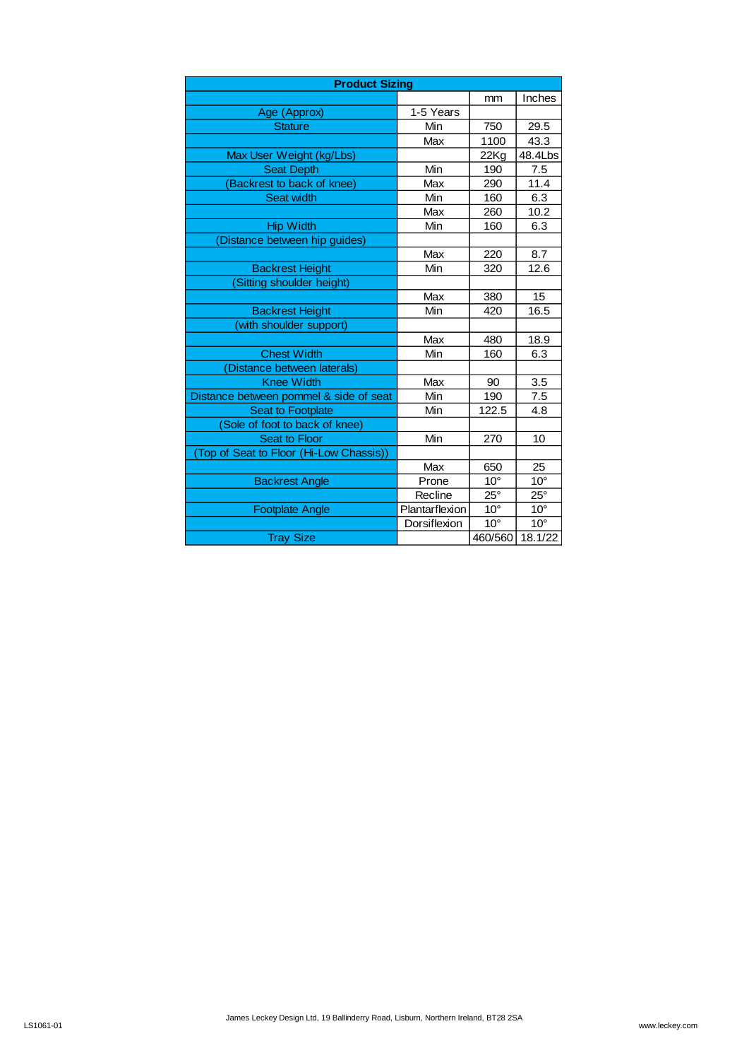| Product Sizing | | | |
|---|---|---|---|
| | | mm | Inches |
| Age (Approx) | 1-5 Years | | |
| Stature | Min | 750 | 29.5 |
| | Max | 1100 | 43.3 |
| Max User Weight (kg/Lbs) | | 22Kg | 48.4Lbs |
| Seat Depth | Min | 190 | 7.5 |
| (Backrest to back of knee) | Max | 290 | 11.4 |
| Seat width | Min | 160 | 6.3 |
| | Max | 260 | 10.2 |
| Hip Width | Min | 160 | 6.3 |
| (Distance between hip guides) | | | |
| | Max | 220 | 8.7 |
| Backrest Height | Min | 320 | 12.6 |
| (Sitting shoulder height) | | | |
| | Max | 380 | 15 |
| Backrest Height | Min | 420 | 16.5 |
| (with shoulder support) | | | |
| | Max | 480 | 18.9 |
| Chest Width | Min | 160 | 6.3 |
| (Distance between laterals) | | | |
| Knee Width | Max | 90 | 3.5 |
| Distance between pommel & side of seat | Min | 190 | 7.5 |
| Seat to Footplate | Min | 122.5 | 4.8 |
| (Sole of foot to back of knee) | | | |
| Seat to Floor | Min | 270 | 10 |
| (Top of Seat to Floor (Hi-Low Chassis)) | | | |
| | Max | 650 | 25 |
| Backrest Angle | Prone | 10° | 10° |
| | Recline | 25° | 25° |
| Footplate Angle | Plantarflexion | 10° | 10° |
| | Dorsiflexion | 10° | 10° |
| Tray Size | | 460/560 | 18.1/22 |

LS1061-01

James Leckey Design Ltd, 19 Ballinderry Road, Lisburn, Northern Ireland, BT28 2SA

www.leckey.com